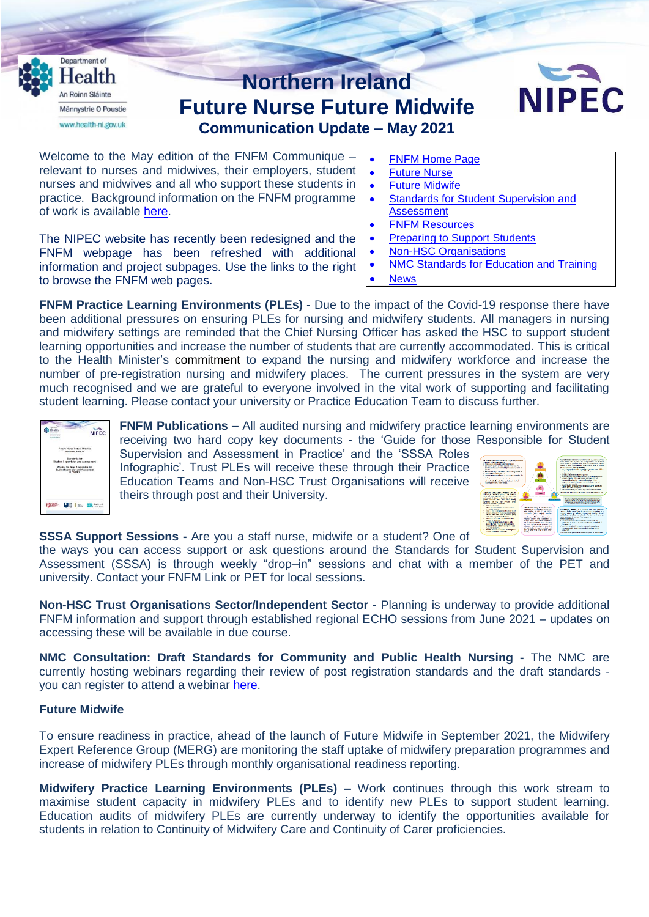# Northern Ireland Future Nurse Future Midwife

## Communication Update – May 2021

Welcome to the May edition of the FNFM Communique – relevant to nurses and midwives, their employers, student nurses and midwives and all who support these students in practice. Background information on the FNFM programme of work is available here.

The NIPEC website has recently been redesigned and the FNFM webpage has been refreshed with additional information and project subpages. Use the links to the right to browse the FNFM web pages.

- FNFM Home Page
- Future Nurse
- Future Midwife
- Standards for Student Supervision and Assessment
- FNFM Resources
- Preparing to Support Students
- Non-HSC Organisations
- NMC Standards for Education and Training
- News

**FNFM Practice Learning Environments (PLEs)** - Due to the impact of the Covid-19 response there have been additional pressures on ensuring PLEs for nursing and midwifery students. All managers in nursing and midwifery settings are reminded that the Chief Nursing Officer has asked the HSC to support student learning opportunities and increase the number of students that are currently accommodated. This is critical to the Health Minister's commitment to expand the nursing and midwifery workforce and increase the number of pre-registration nursing and midwifery places. The current pressures in the system are very much recognised and we are grateful to everyone involved in the vital work of supporting and facilitating student learning. Please contact your university or Practice Education Team to discuss further.

**FNFM Publications –** All audited nursing and midwifery practice learning environments are receiving two hard copy key documents - the 'Guide for those Responsible for Student Supervision and Assessment in Practice' and the 'SSSA Roles Infographic'. Trust PLEs will receive these through their Practice Education Teams and Non-HSC Trust Organisations will receive theirs through post and their University.

**SSSA Support Sessions -** Are you a staff nurse, midwife or a student? One of the ways you can access support or ask questions around the Standards for Student Supervision and Assessment (SSSA) is through weekly "drop–in" sessions and chat with a member of the PET and university. Contact your FNFM Link or PET for local sessions.

**Non-HSC Trust Organisations Sector/Independent Sector** - Planning is underway to provide additional FNFM information and support through established regional ECHO sessions from June 2021 – updates on accessing these will be available in due course.

**NMC Consultation: Draft Standards for Community and Public Health Nursing -** The NMC are currently hosting webinars regarding their review of post registration standards and the draft standards - you can register to attend a webinar here.

### Future Midwife

To ensure readiness in practice, ahead of the launch of Future Midwife in September 2021, the Midwifery Expert Reference Group (MERG) are monitoring the staff uptake of midwifery preparation programmes and increase of midwifery PLEs through monthly organisational readiness reporting.

**Midwifery Practice Learning Environments (PLEs) –** Work continues through this work stream to maximise student capacity in midwifery PLEs and to identify new PLEs to support student learning. Education audits of midwifery PLEs are currently underway to identify the opportunities available for students in relation to Continuity of Midwifery Care and Continuity of Carer proficiencies.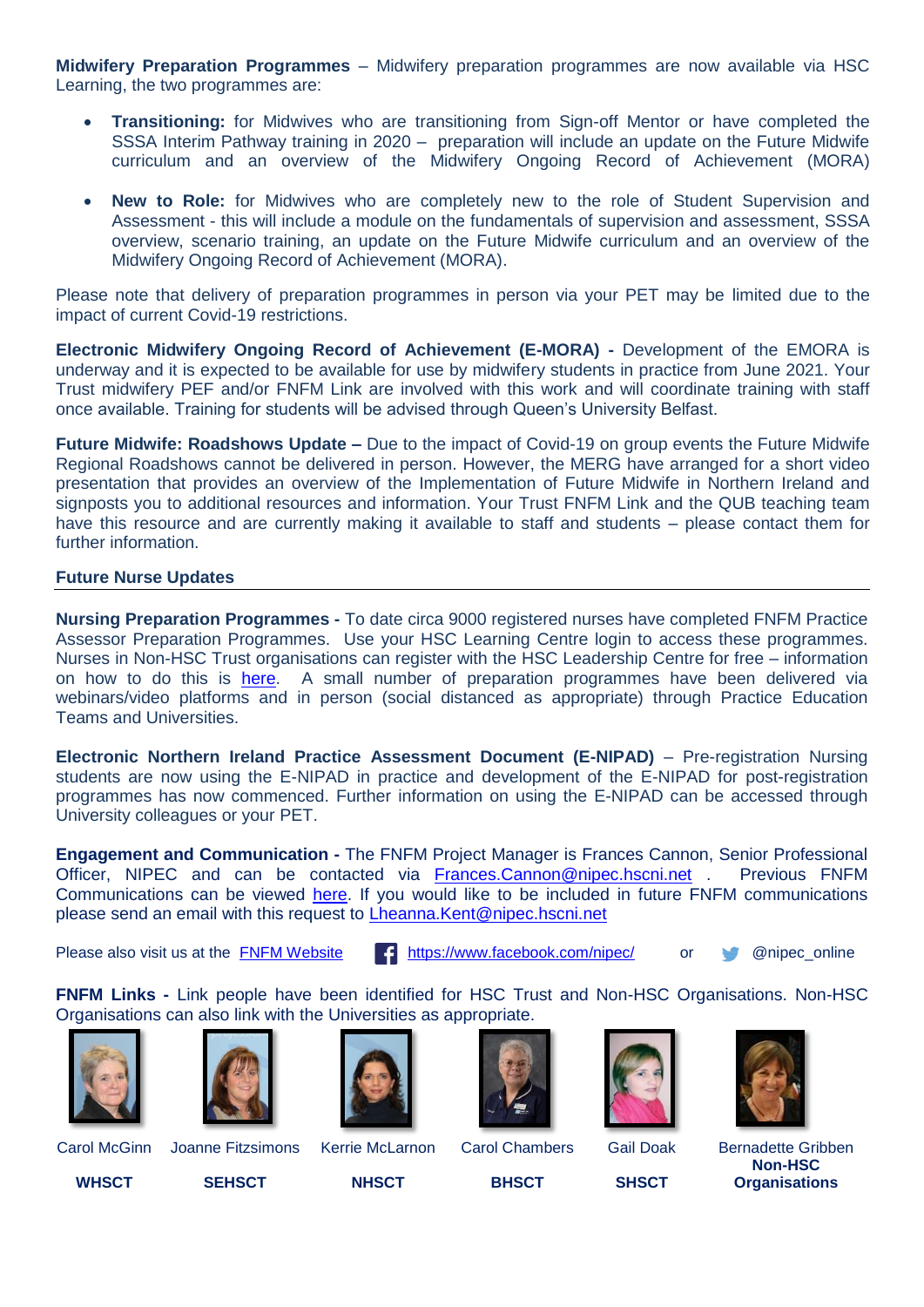**Midwifery Preparation Programmes** – Midwifery preparation programmes are now available via HSC Learning, the two programmes are:

- **Transitioning:** for Midwives who are transitioning from Sign-off Mentor or have completed the SSSA Interim Pathway training in 2020 – preparation will include an update on the Future Midwife curriculum and an overview of the Midwifery Ongoing Record of Achievement (MORA)
- **New to Role:** for Midwives who are completely new to the role of Student Supervision and Assessment - this will include a module on the fundamentals of supervision and assessment, SSSA overview, scenario training, an update on the Future Midwife curriculum and an overview of the Midwifery Ongoing Record of Achievement (MORA).

Please note that delivery of preparation programmes in person via your PET may be limited due to the impact of current Covid-19 restrictions.

**Electronic Midwifery Ongoing Record of Achievement (E-MORA) -** Development of the EMORA is underway and it is expected to be available for use by midwifery students in practice from June 2021. Your Trust midwifery PEF and/or FNFM Link are involved with this work and will coordinate training with staff once available. Training for students will be advised through Queen's University Belfast.

**Future Midwife: Roadshows Update –** Due to the impact of Covid-19 on group events the Future Midwife Regional Roadshows cannot be delivered in person. However, the MERG have arranged for a short video presentation that provides an overview of the Implementation of Future Midwife in Northern Ireland and signposts you to additional resources and information. Your Trust FNFM Link and the QUB teaching team have this resource and are currently making it available to staff and students – please contact them for further information.

## Future Nurse Updates

**Nursing Preparation Programmes -** To date circa 9000 registered nurses have completed FNFM Practice Assessor Preparation Programmes. Use your HSC Learning Centre login to access these programmes. Nurses in Non-HSC Trust organisations can register with the HSC Leadership Centre for free – information on how to do this is here. A small number of preparation programmes have been delivered via webinars/video platforms and in person (social distanced as appropriate) through Practice Education Teams and Universities.

**Electronic Northern Ireland Practice Assessment Document (E-NIPAD)** – Pre-registration Nursing students are now using the E-NIPAD in practice and development of the E-NIPAD for post-registration programmes has now commenced. Further information on using the E-NIPAD can be accessed through University colleagues or your PET.

**Engagement and Communication -** The FNFM Project Manager is Frances Cannon, Senior Professional Officer, NIPEC and can be contacted via Frances.Cannon@nipec.hscni.net . Previous FNFM Communications can be viewed here. If you would like to be included in future FNFM communications please send an email with this request to Lheanna.Kent@nipec.hscni.net

Please also visit us at the FNFM Website https://www.facebook.com/nipec/ or @nipec_online

**FNFM Links -** Link people have been identified for HSC Trust and Non-HSC Organisations. Non-HSC Organisations can also link with the Universities as appropriate.

| | | | | | |
|---|---|---|---|---|---|
| Carol McGinn | Joanne Fitzsimons | Kerrie McLarnon | Carol Chambers | Gail Doak | Bernadette Gribben |
| **WHSCT** | **SEHSCT** | **NHSCT** | **BHSCT** | **SHSCT** | **Non-HSC Organisations** |